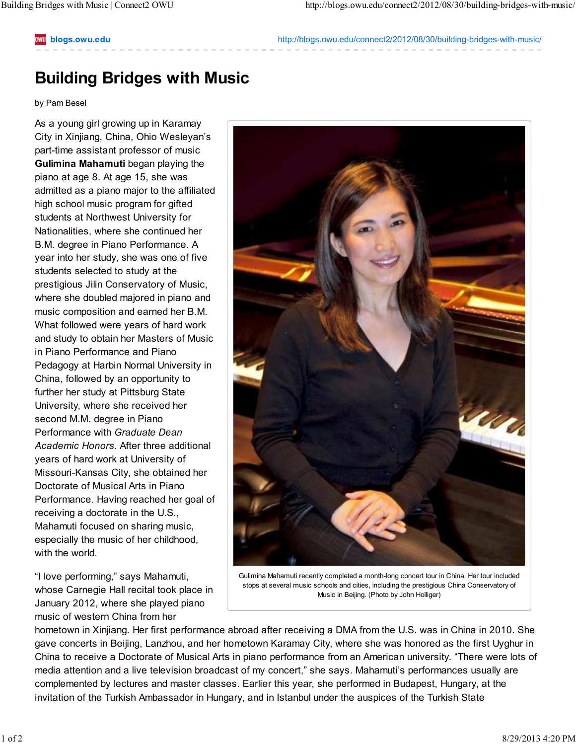# Building Bridges with Music

by Pam Besel

As a young girl growing up in Karamay City in Xinjiang, China, Ohio Wesleyan's part-time assistant professor of music **Gulimina Mahamuti** began playing the piano at age 8. At age 15, she was admitted as a piano major to the affiliated high school music program for gifted students at Northwest University for Nationalities, where she continued her B.M. degree in Piano Performance. A year into her study, she was one of five students selected to study at the prestigious Jilin Conservatory of Music, where she doubled majored in piano and music composition and earned her B.M. What followed were years of hard work and study to obtain her Masters of Music in Piano Performance and Piano Pedagogy at Harbin Normal University in China, followed by an opportunity to further her study at Pittsburg State University, where she received her second M.M. degree in Piano Performance with *Graduate Dean Academic Honors.* After three additional years of hard work at University of Missouri-Kansas City, she obtained her Doctorate of Musical Arts in Piano Performance. Having reached her goal of receiving a doctorate in the U.S., Mahamuti focused on sharing music, especially the music of her childhood, with the world.

Gulimina Mahamuti recently completed a month-long concert tour in China. Her tour included stops at several music schools and cities, including the prestigious China Conservatory of Music in Beijing. (Photo by John Holliger)

"I love performing," says Mahamuti, whose Carnegie Hall recital took place in January 2012, where she played piano music of western China from her hometown in Xinjiang. Her first performance abroad after receiving a DMA from the U.S. was in China in 2010. She gave concerts in Beijing, Lanzhou, and her hometown Karamay City, where she was honored as the first Uyghur in China to receive a Doctorate of Musical Arts in piano performance from an American university. "There were lots of media attention and a live television broadcast of my concert," she says. Mahamuti's performances usually are complemented by lectures and master classes. Earlier this year, she performed in Budapest, Hungary, at the invitation of the Turkish Ambassador in Hungary, and in Istanbul under the auspices of the Turkish State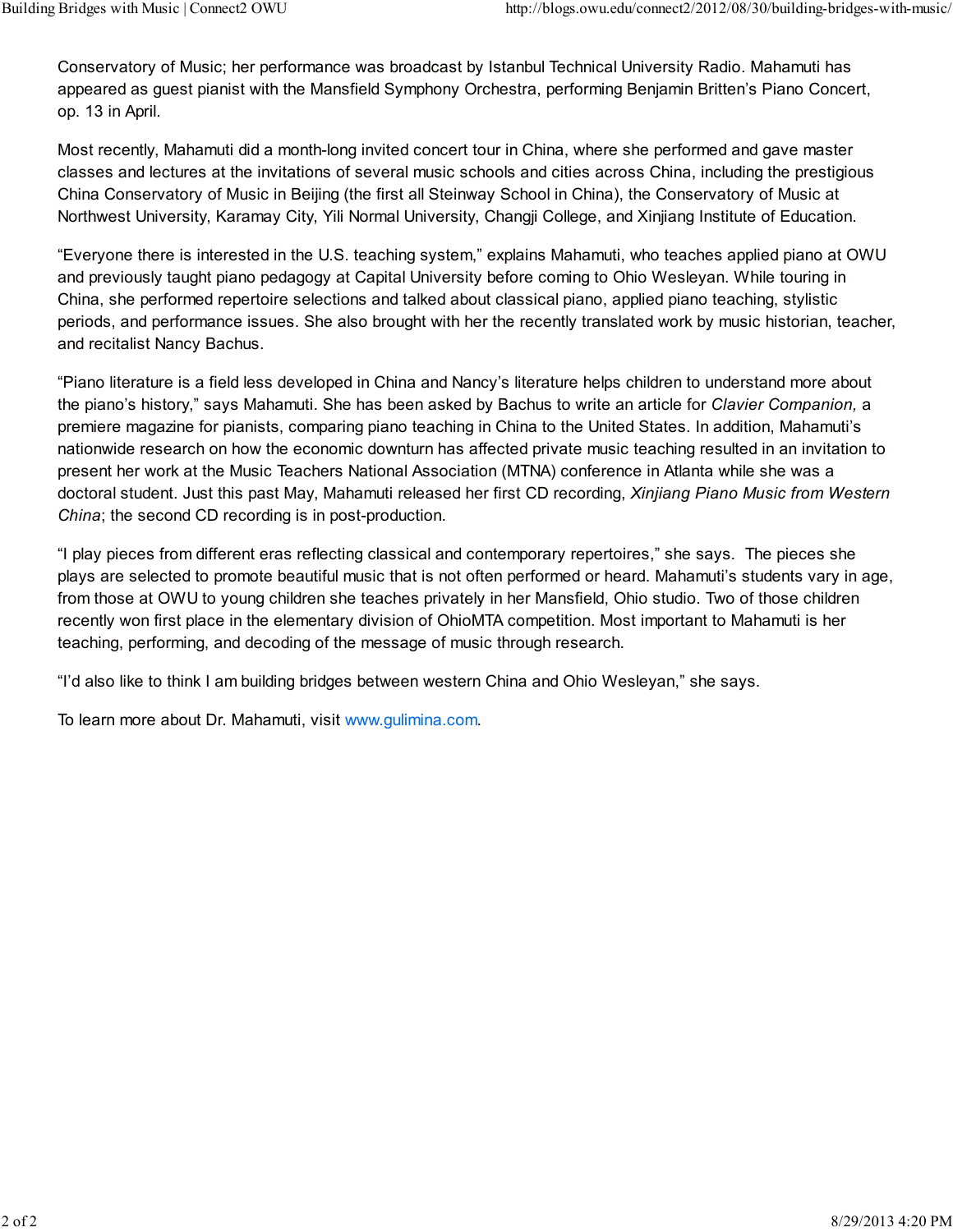Conservatory of Music; her performance was broadcast by Istanbul Technical University Radio. Mahamuti has appeared as guest pianist with the Mansfield Symphony Orchestra, performing Benjamin Britten's Piano Concert, op. 13 in April.

Most recently, Mahamuti did a month-long invited concert tour in China, where she performed and gave master classes and lectures at the invitations of several music schools and cities across China, including the prestigious China Conservatory of Music in Beijing (the first all Steinway School in China), the Conservatory of Music at Northwest University, Karamay City, Yili Normal University, Changji College, and Xinjiang Institute of Education.

"Everyone there is interested in the U.S. teaching system," explains Mahamuti, who teaches applied piano at OWU and previously taught piano pedagogy at Capital University before coming to Ohio Wesleyan. While touring in China, she performed repertoire selections and talked about classical piano, applied piano teaching, stylistic periods, and performance issues. She also brought with her the recently translated work by music historian, teacher, and recitalist Nancy Bachus.

"Piano literature is a field less developed in China and Nancy's literature helps children to understand more about the piano's history," says Mahamuti. She has been asked by Bachus to write an article for *Clavier Companion,* a premiere magazine for pianists, comparing piano teaching in China to the United States. In addition, Mahamuti's nationwide research on how the economic downturn has affected private music teaching resulted in an invitation to present her work at the Music Teachers National Association (MTNA) conference in Atlanta while she was a doctoral student. Just this past May, Mahamuti released her first CD recording, *Xinjiang Piano Music from Western China*; the second CD recording is in post-production.

"I play pieces from different eras reflecting classical and contemporary repertoires," she says. The pieces she plays are selected to promote beautiful music that is not often performed or heard. Mahamuti's students vary in age, from those at OWU to young children she teaches privately in her Mansfield, Ohio studio. Two of those children recently won first place in the elementary division of OhioMTA competition. Most important to Mahamuti is her teaching, performing, and decoding of the message of music through research.

"I'd also like to think I am building bridges between western China and Ohio Wesleyan," she says.

To learn more about Dr. Mahamuti, visit www.gulimina.com.